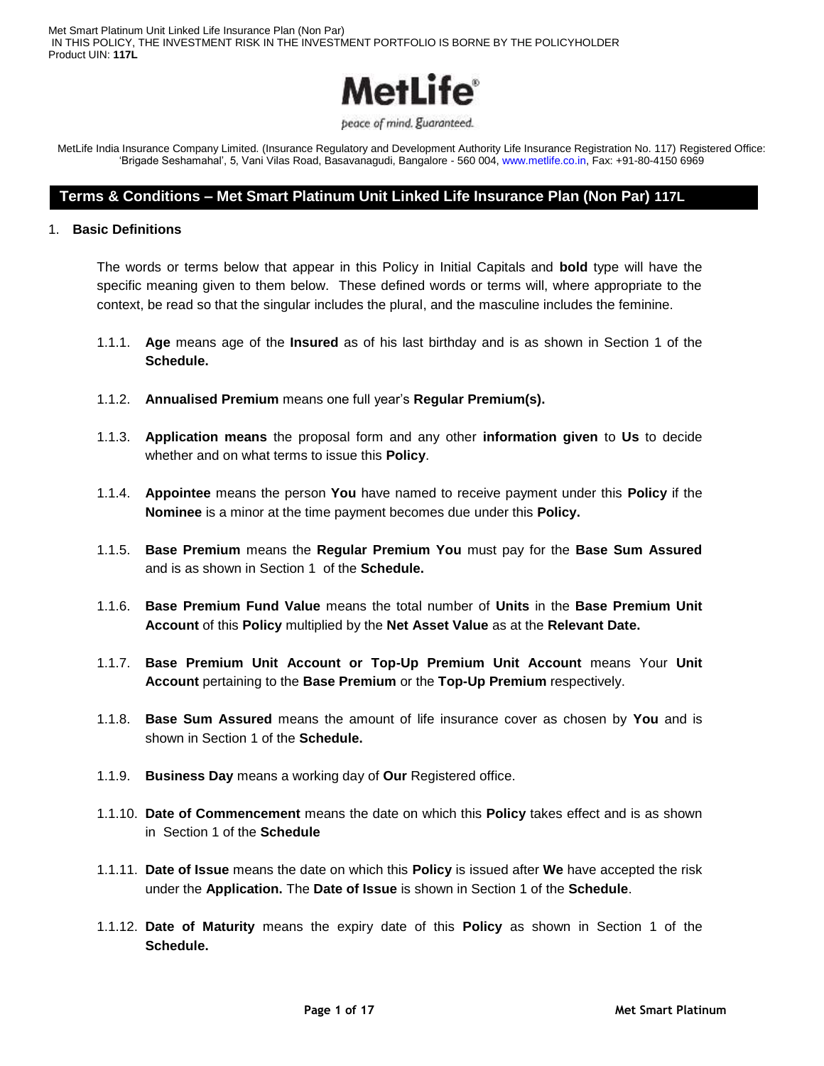Met Smart Platinum Unit Linked Life Insurance Plan (Non Par)
IN THIS POLICY, THE INVESTMENT RISK IN THE INVESTMENT PORTFOLIO IS BORNE BY THE POLICYHOLDER
Product UIN: **117L**

MetLife

peace of mind. Guaranteed.

MetLife India Insurance Company Limited. (Insurance Regulatory and Development Authority Life Insurance Registration No. 117) Registered Office: 'Brigade Seshamahal', 5, Vani Vilas Road, Basavanagudi, Bangalore - 560 004, www.metlife.co.in, Fax: +91-80-4150 6969

## Terms & Conditions – Met Smart Platinum Unit Linked Life Insurance Plan (Non Par) 117L

### 1. Basic Definitions

The words or terms below that appear in this Policy in Initial Capitals and **bold** type will have the specific meaning given to them below. These defined words or terms will, where appropriate to the context, be read so that the singular includes the plural, and the masculine includes the feminine.

1.1.1. **Age** means age of the **Insured** as of his last birthday and is as shown in Section 1 of the **Schedule.**

1.1.2. **Annualised Premium** means one full year's **Regular Premium(s).**

1.1.3. **Application means** the proposal form and any other **information given** to **Us** to decide whether and on what terms to issue this **Policy**.

1.1.4. **Appointee** means the person **You** have named to receive payment under this **Policy** if the **Nominee** is a minor at the time payment becomes due under this **Policy.**

1.1.5. **Base Premium** means the **Regular Premium You** must pay for the **Base Sum Assured** and is as shown in Section 1 of the **Schedule.**

1.1.6. **Base Premium Fund Value** means the total number of **Units** in the **Base Premium Unit Account** of this **Policy** multiplied by the **Net Asset Value** as at the **Relevant Date.**

1.1.7. **Base Premium Unit Account or Top-Up Premium Unit Account** means Your **Unit Account** pertaining to the **Base Premium** or the **Top-Up Premium** respectively.

1.1.8. **Base Sum Assured** means the amount of life insurance cover as chosen by **You** and is shown in Section 1 of the **Schedule.**

1.1.9. **Business Day** means a working day of **Our** Registered office.

1.1.10. **Date of Commencement** means the date on which this **Policy** takes effect and is as shown in Section 1 of the **Schedule**

1.1.11. **Date of Issue** means the date on which this **Policy** is issued after **We** have accepted the risk under the **Application.** The **Date of Issue** is shown in Section 1 of the **Schedule**.

1.1.12. **Date of Maturity** means the expiry date of this **Policy** as shown in Section 1 of the **Schedule.**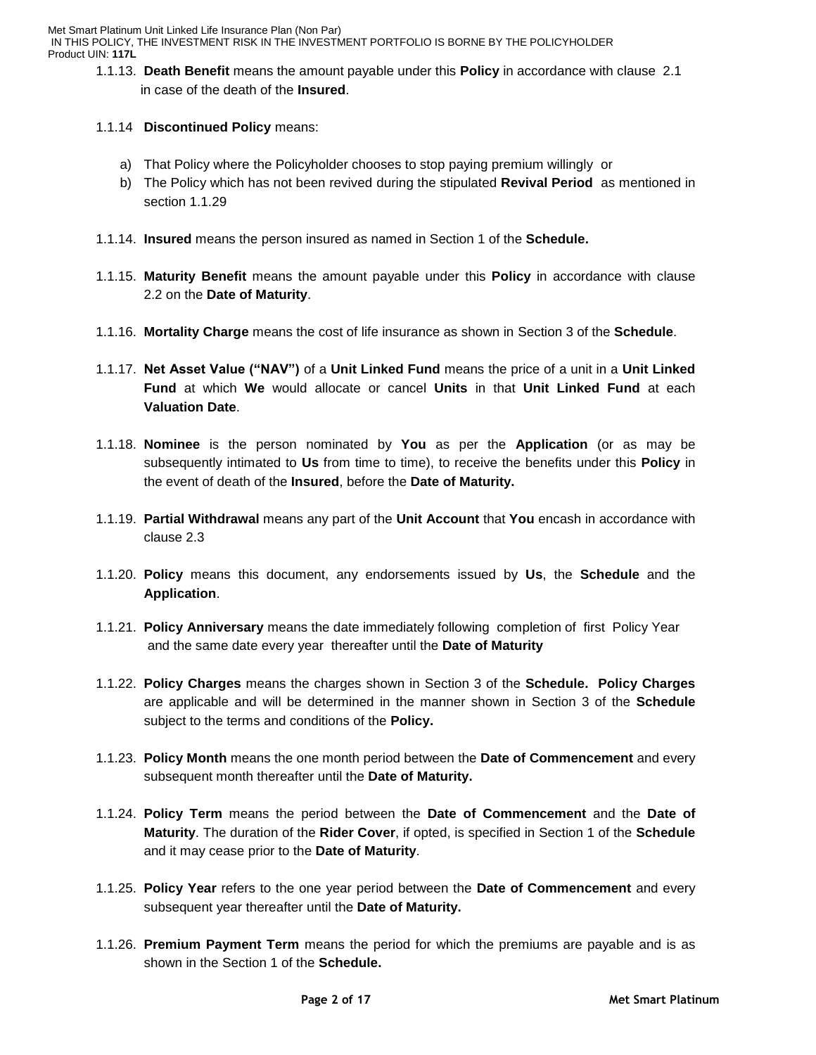1.1.13. **Death Benefit** means the amount payable under this **Policy** in accordance with clause 2.1 in case of the death of the **Insured**.

1.1.14 **Discontinued Policy** means:

a) That Policy where the Policyholder chooses to stop paying premium willingly or
b) The Policy which has not been revived during the stipulated **Revival Period** as mentioned in section 1.1.29

1.1.14. **Insured** means the person insured as named in Section 1 of the **Schedule.**

1.1.15. **Maturity Benefit** means the amount payable under this **Policy** in accordance with clause 2.2 on the **Date of Maturity**.

1.1.16. **Mortality Charge** means the cost of life insurance as shown in Section 3 of the **Schedule**.

1.1.17. **Net Asset Value ("NAV")** of a **Unit Linked Fund** means the price of a unit in a **Unit Linked Fund** at which **We** would allocate or cancel **Units** in that **Unit Linked Fund** at each **Valuation Date**.

1.1.18. **Nominee** is the person nominated by **You** as per the **Application** (or as may be subsequently intimated to **Us** from time to time), to receive the benefits under this **Policy** in the event of death of the **Insured**, before the **Date of Maturity.**

1.1.19. **Partial Withdrawal** means any part of the **Unit Account** that **You** encash in accordance with clause 2.3

1.1.20. **Policy** means this document, any endorsements issued by **Us**, the **Schedule** and the **Application**.

1.1.21. **Policy Anniversary** means the date immediately following completion of first Policy Year and the same date every year thereafter until the **Date of Maturity**

1.1.22. **Policy Charges** means the charges shown in Section 3 of the **Schedule. Policy Charges** are applicable and will be determined in the manner shown in Section 3 of the **Schedule** subject to the terms and conditions of the **Policy.**

1.1.23. **Policy Month** means the one month period between the **Date of Commencement** and every subsequent month thereafter until the **Date of Maturity.**

1.1.24. **Policy Term** means the period between the **Date of Commencement** and the **Date of Maturity**. The duration of the **Rider Cover**, if opted, is specified in Section 1 of the **Schedule** and it may cease prior to the **Date of Maturity**.

1.1.25. **Policy Year** refers to the one year period between the **Date of Commencement** and every subsequent year thereafter until the **Date of Maturity.**

1.1.26. **Premium Payment Term** means the period for which the premiums are payable and is as shown in the Section 1 of the **Schedule.**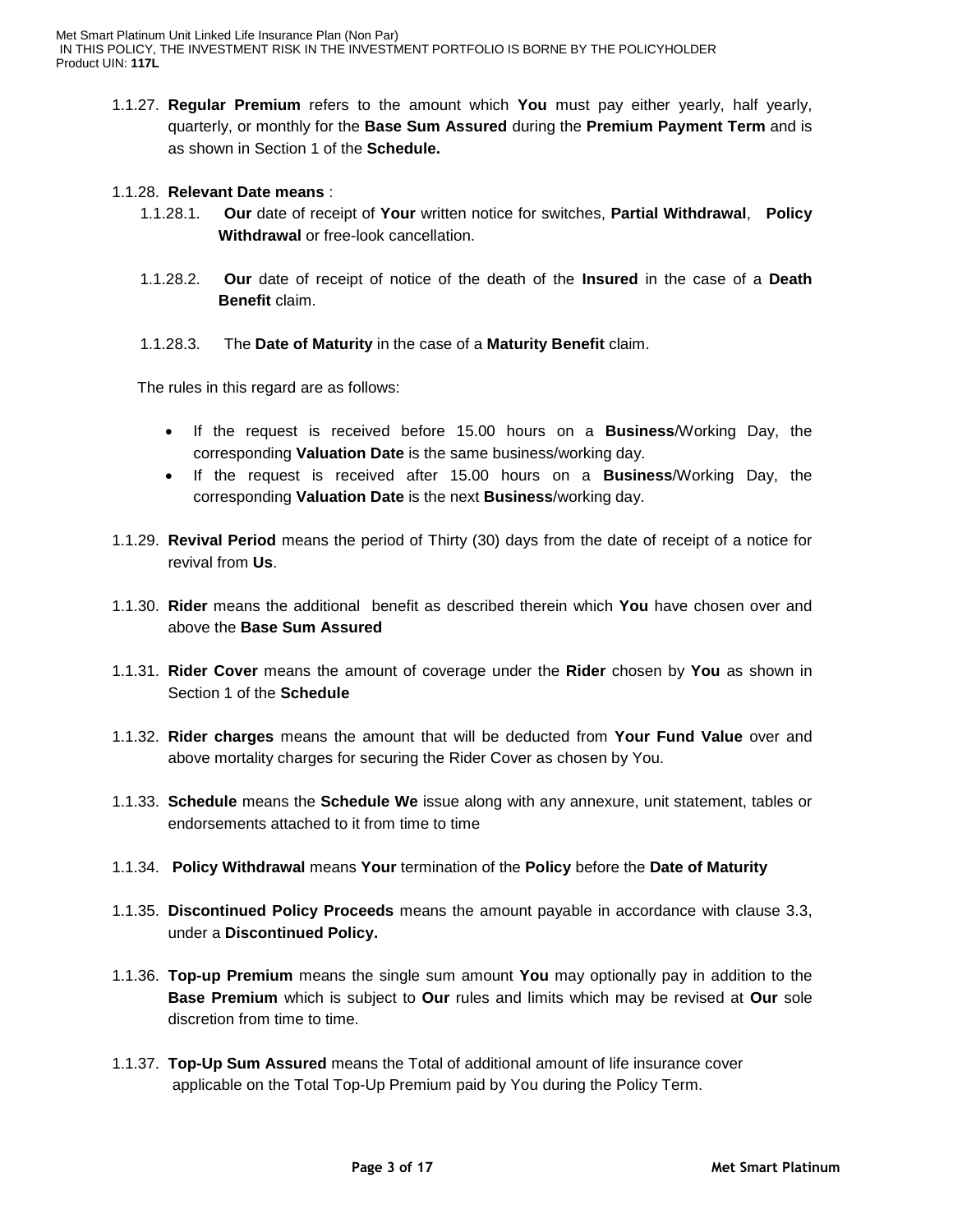1.1.27. **Regular Premium** refers to the amount which **You** must pay either yearly, half yearly, quarterly, or monthly for the **Base Sum Assured** during the **Premium Payment Term** and is as shown in Section 1 of the **Schedule.**

1.1.28. **Relevant Date means** :

1.1.28.1. **Our** date of receipt of **Your** written notice for switches, **Partial Withdrawal**, **Policy Withdrawal** or free-look cancellation.

1.1.28.2. **Our** date of receipt of notice of the death of the **Insured** in the case of a **Death Benefit** claim.

1.1.28.3. The **Date of Maturity** in the case of a **Maturity Benefit** claim.

The rules in this regard are as follows:

- If the request is received before 15.00 hours on a **Business**/Working Day, the corresponding **Valuation Date** is the same business/working day.
- If the request is received after 15.00 hours on a **Business**/Working Day, the corresponding **Valuation Date** is the next **Business**/working day.

1.1.29. **Revival Period** means the period of Thirty (30) days from the date of receipt of a notice for revival from **Us**.

1.1.30. **Rider** means the additional benefit as described therein which **You** have chosen over and above the **Base Sum Assured**

1.1.31. **Rider Cover** means the amount of coverage under the **Rider** chosen by **You** as shown in Section 1 of the **Schedule**

1.1.32. **Rider charges** means the amount that will be deducted from **Your Fund Value** over and above mortality charges for securing the Rider Cover as chosen by You.

1.1.33. **Schedule** means the **Schedule We** issue along with any annexure, unit statement, tables or endorsements attached to it from time to time

1.1.34. **Policy Withdrawal** means **Your** termination of the **Policy** before the **Date of Maturity**

1.1.35. **Discontinued Policy Proceeds** means the amount payable in accordance with clause 3.3, under a **Discontinued Policy.**

1.1.36. **Top-up Premium** means the single sum amount **You** may optionally pay in addition to the **Base Premium** which is subject to **Our** rules and limits which may be revised at **Our** sole discretion from time to time.

1.1.37. **Top-Up Sum Assured** means the Total of additional amount of life insurance cover applicable on the Total Top-Up Premium paid by You during the Policy Term.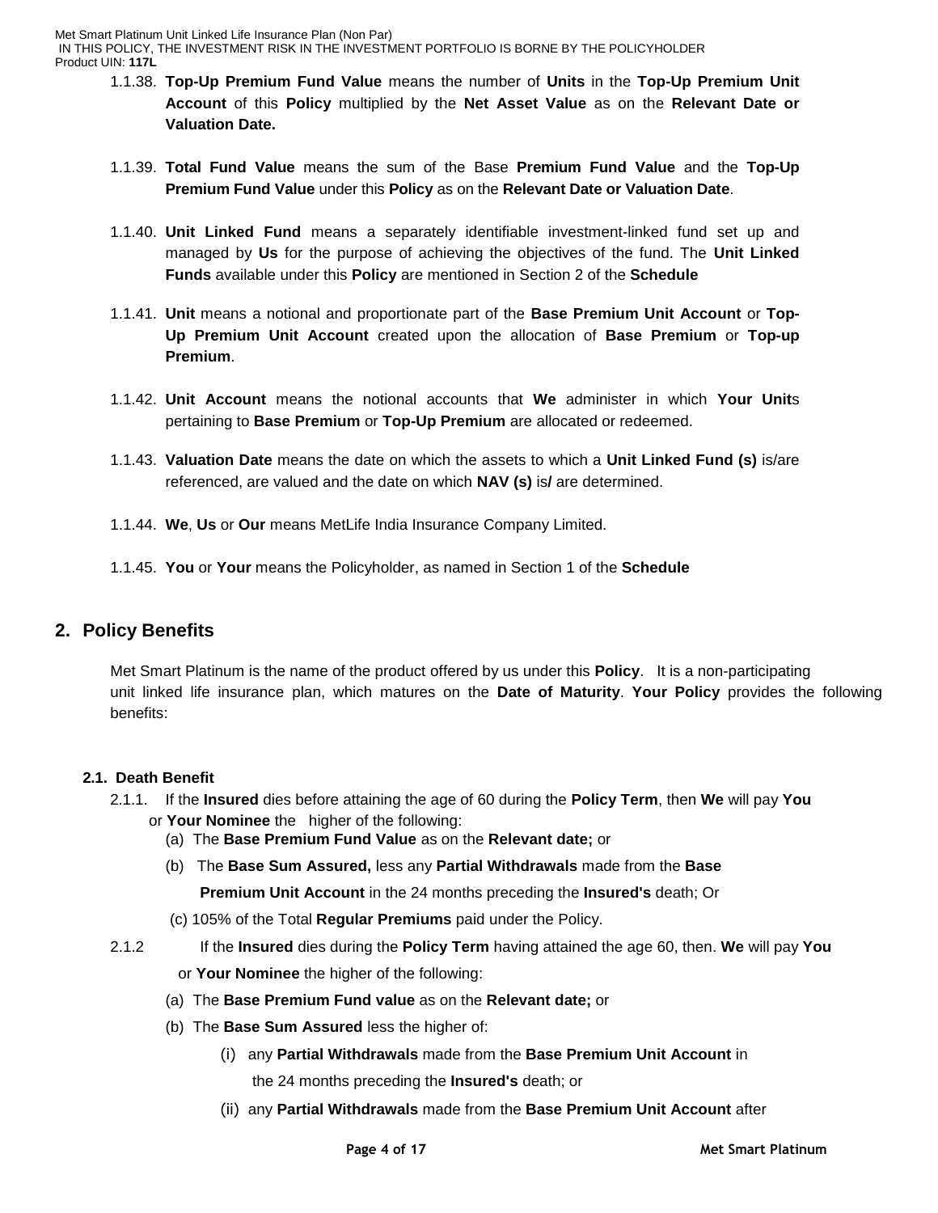1.1.38. **Top-Up Premium Fund Value** means the number of **Units** in the **Top-Up Premium Unit Account** of this **Policy** multiplied by the **Net Asset Value** as on the **Relevant Date or Valuation Date.**

1.1.39. **Total Fund Value** means the sum of the Base **Premium Fund Value** and the **Top-Up Premium Fund Value** under this **Policy** as on the **Relevant Date or Valuation Date**.

1.1.40. **Unit Linked Fund** means a separately identifiable investment-linked fund set up and managed by **Us** for the purpose of achieving the objectives of the fund. The **Unit Linked Funds** available under this **Policy** are mentioned in Section 2 of the **Schedule**

1.1.41. **Unit** means a notional and proportionate part of the **Base Premium Unit Account** or **Top-Up Premium Unit Account** created upon the allocation of **Base Premium** or **Top-up Premium**.

1.1.42. **Unit Account** means the notional accounts that **We** administer in which **Your Unit**s pertaining to **Base Premium** or **Top-Up Premium** are allocated or redeemed.

1.1.43. **Valuation Date** means the date on which the assets to which a **Unit Linked Fund (s)** is/are referenced, are valued and the date on which **NAV (s)** is**/** are determined.

1.1.44. **We**, **Us** or **Our** means MetLife India Insurance Company Limited.

1.1.45. **You** or **Your** means the Policyholder, as named in Section 1 of the **Schedule**

## 2. Policy Benefits

Met Smart Platinum is the name of the product offered by us under this **Policy**. It is a non-participating unit linked life insurance plan, which matures on the **Date of Maturity**. **Your Policy** provides the following benefits:

### 2.1. Death Benefit

2.1.1. If the **Insured** dies before attaining the age of 60 during the **Policy Term**, then **We** will pay **You** or **Your Nominee** the higher of the following:

(a) The **Base Premium Fund Value** as on the **Relevant date;** or

(b) The **Base Sum Assured,** less any **Partial Withdrawals** made from the **Base Premium Unit Account** in the 24 months preceding the **Insured's** death; Or

(c) 105% of the Total **Regular Premiums** paid under the Policy.

2.1.2 If the **Insured** dies during the **Policy Term** having attained the age 60, then. **We** will pay **You** or **Your Nominee** the higher of the following:

(a) The **Base Premium Fund value** as on the **Relevant date;** or

(b) The **Base Sum Assured** less the higher of:

(i) any **Partial Withdrawals** made from the **Base Premium Unit Account** in the 24 months preceding the **Insured's** death; or

(ii) any **Partial Withdrawals** made from the **Base Premium Unit Account** after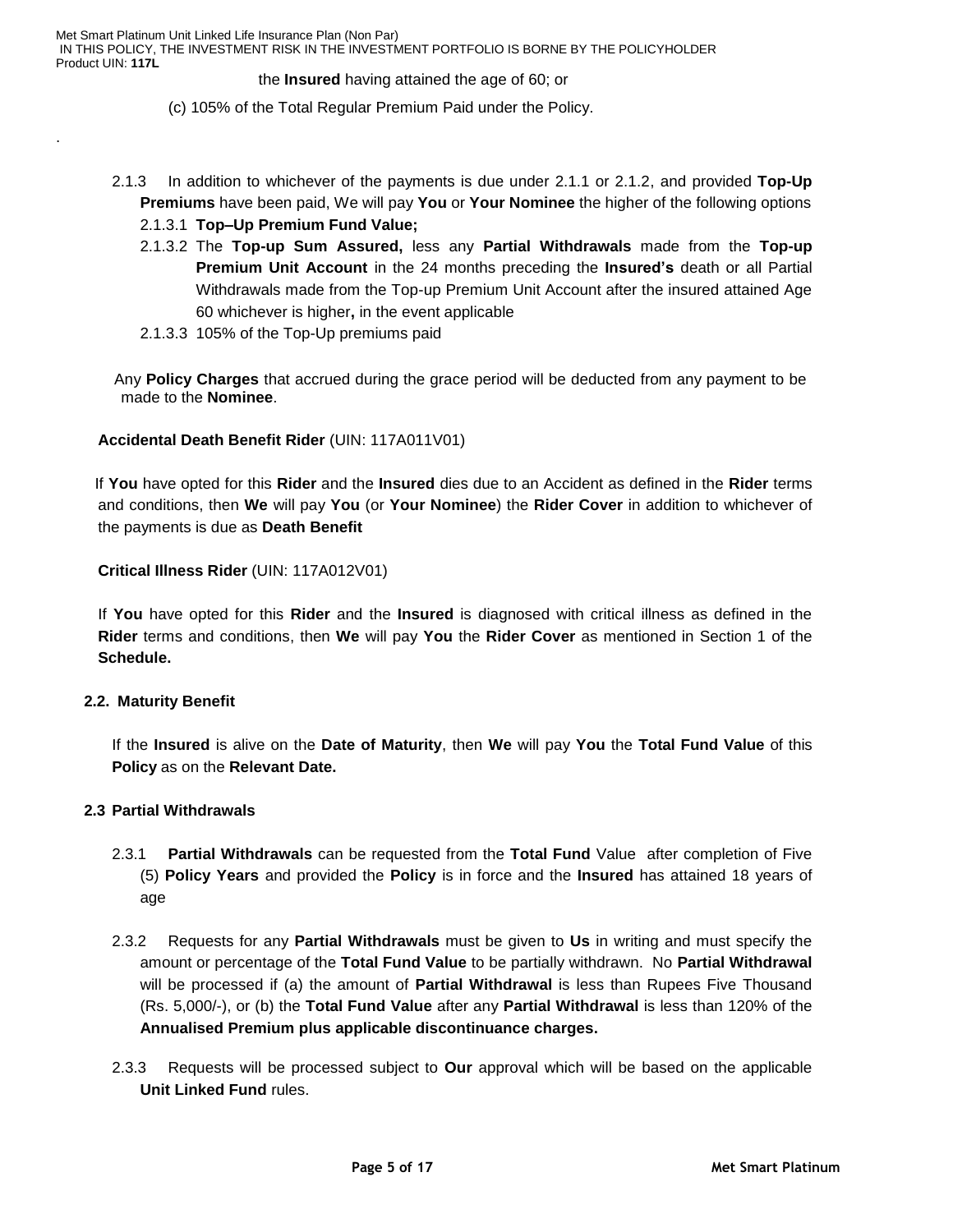the **Insured** having attained the age of 60; or

(c) 105% of the Total Regular Premium Paid under the Policy.

.

2.1.3 In addition to whichever of the payments is due under 2.1.1 or 2.1.2, and provided **Top-Up Premiums** have been paid, We will pay **You** or **Your Nominee** the higher of the following options

2.1.3.1 **Top–Up Premium Fund Value;**

2.1.3.2 The **Top-up Sum Assured,** less any **Partial Withdrawals** made from the **Top-up Premium Unit Account** in the 24 months preceding the **Insured's** death or all Partial Withdrawals made from the Top-up Premium Unit Account after the insured attained Age 60 whichever is higher**,** in the event applicable

2.1.3.3 105% of the Top-Up premiums paid

Any **Policy Charges** that accrued during the grace period will be deducted from any payment to be made to the **Nominee**.

**Accidental Death Benefit Rider** (UIN: 117A011V01)

If **You** have opted for this **Rider** and the **Insured** dies due to an Accident as defined in the **Rider** terms and conditions, then **We** will pay **You** (or **Your Nominee**) the **Rider Cover** in addition to whichever of the payments is due as **Death Benefit**

**Critical Illness Rider** (UIN: 117A012V01)

If **You** have opted for this **Rider** and the **Insured** is diagnosed with critical illness as defined in the **Rider** terms and conditions, then **We** will pay **You** the **Rider Cover** as mentioned in Section 1 of the **Schedule.**

## 2.2. Maturity Benefit

If the **Insured** is alive on the **Date of Maturity**, then **We** will pay **You** the **Total Fund Value** of this **Policy** as on the **Relevant Date.**

## 2.3 Partial Withdrawals

2.3.1 **Partial Withdrawals** can be requested from the **Total Fund** Value after completion of Five (5) **Policy Years** and provided the **Policy** is in force and the **Insured** has attained 18 years of age

2.3.2 Requests for any **Partial Withdrawals** must be given to **Us** in writing and must specify the amount or percentage of the **Total Fund Value** to be partially withdrawn. No **Partial Withdrawal** will be processed if (a) the amount of **Partial Withdrawal** is less than Rupees Five Thousand (Rs. 5,000/-), or (b) the **Total Fund Value** after any **Partial Withdrawal** is less than 120% of the **Annualised Premium plus applicable discontinuance charges.**

2.3.3 Requests will be processed subject to **Our** approval which will be based on the applicable **Unit Linked Fund** rules.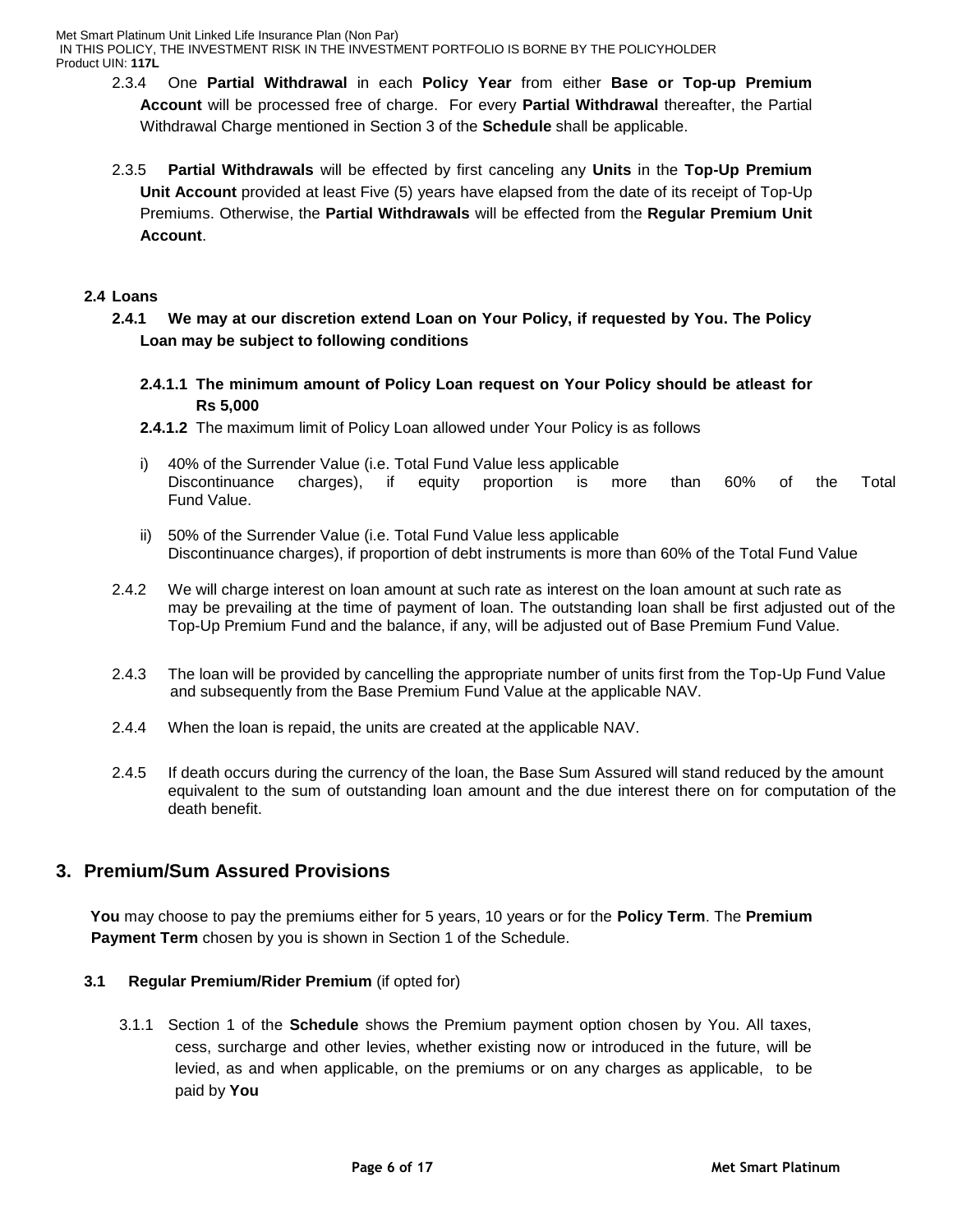2.3.4 One **Partial Withdrawal** in each **Policy Year** from either **Base or Top-up Premium Account** will be processed free of charge. For every **Partial Withdrawal** thereafter, the Partial Withdrawal Charge mentioned in Section 3 of the **Schedule** shall be applicable.

2.3.5 **Partial Withdrawals** will be effected by first canceling any **Units** in the **Top-Up Premium Unit Account** provided at least Five (5) years have elapsed from the date of its receipt of Top-Up Premiums. Otherwise, the **Partial Withdrawals** will be effected from the **Regular Premium Unit Account**.

**2.4 Loans**

**2.4.1 We may at our discretion extend Loan on Your Policy, if requested by You. The Policy Loan may be subject to following conditions**

**2.4.1.1 The minimum amount of Policy Loan request on Your Policy should be atleast for Rs 5,000**

**2.4.1.2** The maximum limit of Policy Loan allowed under Your Policy is as follows

i) 40% of the Surrender Value (i.e. Total Fund Value less applicable Discontinuance charges), if equity proportion is more than 60% of the Total Fund Value.

ii) 50% of the Surrender Value (i.e. Total Fund Value less applicable Discontinuance charges), if proportion of debt instruments is more than 60% of the Total Fund Value

2.4.2 We will charge interest on loan amount at such rate as interest on the loan amount at such rate as may be prevailing at the time of payment of loan. The outstanding loan shall be first adjusted out of the Top-Up Premium Fund and the balance, if any, will be adjusted out of Base Premium Fund Value.

2.4.3 The loan will be provided by cancelling the appropriate number of units first from the Top-Up Fund Value and subsequently from the Base Premium Fund Value at the applicable NAV.

2.4.4 When the loan is repaid, the units are created at the applicable NAV.

2.4.5 If death occurs during the currency of the loan, the Base Sum Assured will stand reduced by the amount equivalent to the sum of outstanding loan amount and the due interest there on for computation of the death benefit.

## 3. Premium/Sum Assured Provisions

**You** may choose to pay the premiums either for 5 years, 10 years or for the **Policy Term**. The **Premium Payment Term** chosen by you is shown in Section 1 of the Schedule.

**3.1 Regular Premium/Rider Premium** (if opted for)

3.1.1 Section 1 of the **Schedule** shows the Premium payment option chosen by You. All taxes, cess, surcharge and other levies, whether existing now or introduced in the future, will be levied, as and when applicable, on the premiums or on any charges as applicable, to be paid by **You**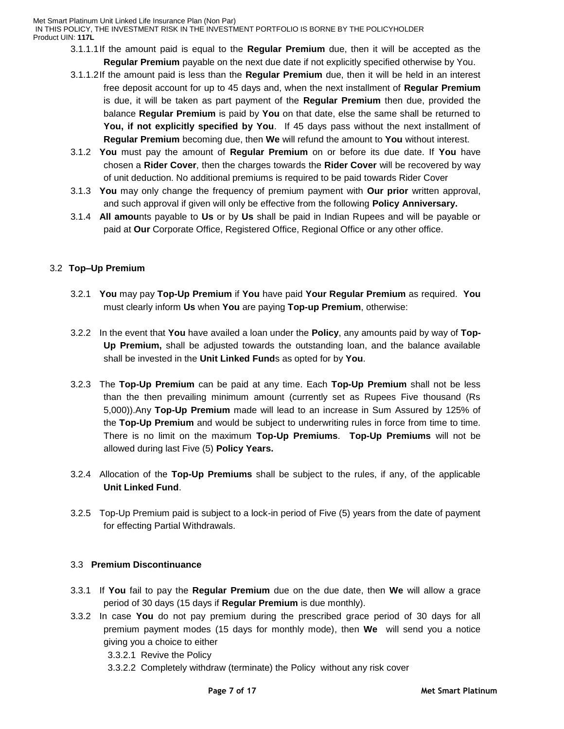3.1.1.1 If the amount paid is equal to the **Regular Premium** due, then it will be accepted as the **Regular Premium** payable on the next due date if not explicitly specified otherwise by You.

3.1.1.2 If the amount paid is less than the **Regular Premium** due, then it will be held in an interest free deposit account for up to 45 days and, when the next installment of **Regular Premium** is due, it will be taken as part payment of the **Regular Premium** then due, provided the balance **Regular Premium** is paid by **You** on that date, else the same shall be returned to **You, if not explicitly specified by You**. If 45 days pass without the next installment of **Regular Premium** becoming due, then **We** will refund the amount to **You** without interest.

3.1.2 **You** must pay the amount of **Regular Premium** on or before its due date. If **You** have chosen a **Rider Cover**, then the charges towards the **Rider Cover** will be recovered by way of unit deduction. No additional premiums is required to be paid towards Rider Cover

3.1.3 **You** may only change the frequency of premium payment with **Our prior** written approval, and such approval if given will only be effective from the following **Policy Anniversary.**

3.1.4 **All amou**nts payable to **Us** or by **Us** shall be paid in Indian Rupees and will be payable or paid at **Our** Corporate Office, Registered Office, Regional Office or any other office.

## 3.2 Top–Up Premium

3.2.1 **You** may pay **Top-Up Premium** if **You** have paid **Your Regular Premium** as required. **You** must clearly inform **Us** when **You** are paying **Top-up Premium**, otherwise:

3.2.2 In the event that **You** have availed a loan under the **Policy**, any amounts paid by way of **Top-Up Premium,** shall be adjusted towards the outstanding loan, and the balance available shall be invested in the **Unit Linked Fund**s as opted for by **You**.

3.2.3 The **Top-Up Premium** can be paid at any time. Each **Top-Up Premium** shall not be less than the then prevailing minimum amount (currently set as Rupees Five thousand (Rs 5,000)).Any **Top-Up Premium** made will lead to an increase in Sum Assured by 125% of the **Top-Up Premium** and would be subject to underwriting rules in force from time to time. There is no limit on the maximum **Top-Up Premiums**. **Top-Up Premiums** will not be allowed during last Five (5) **Policy Years.**

3.2.4 Allocation of the **Top-Up Premiums** shall be subject to the rules, if any, of the applicable **Unit Linked Fund**.

3.2.5 Top-Up Premium paid is subject to a lock-in period of Five (5) years from the date of payment for effecting Partial Withdrawals.

## 3.3 Premium Discontinuance

3.3.1 If **You** fail to pay the **Regular Premium** due on the due date, then **We** will allow a grace period of 30 days (15 days if **Regular Premium** is due monthly).

3.3.2 In case **You** do not pay premium during the prescribed grace period of 30 days for all premium payment modes (15 days for monthly mode), then **We** will send you a notice giving you a choice to either

3.3.2.1 Revive the Policy

3.3.2.2 Completely withdraw (terminate) the Policy without any risk cover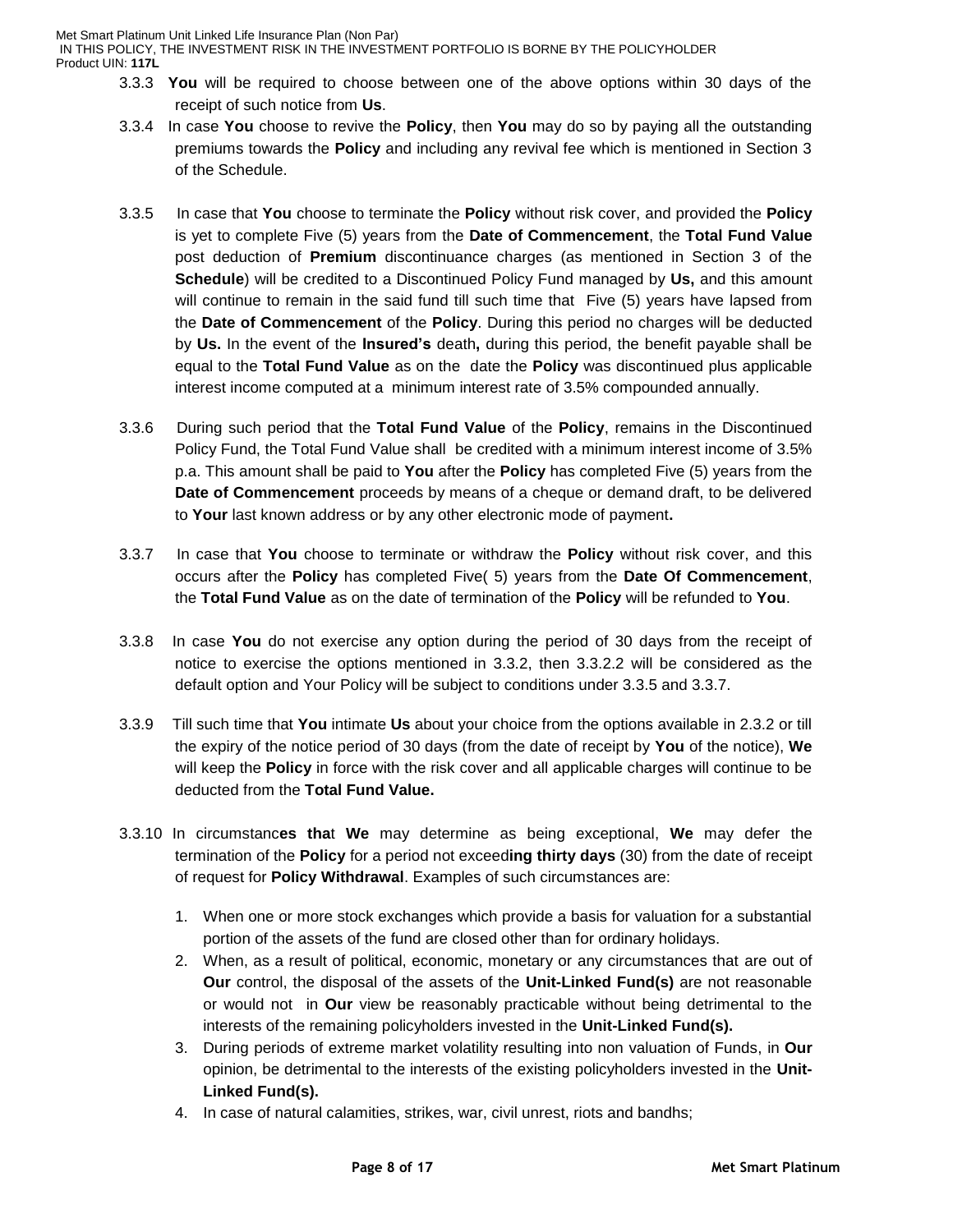3.3.3 **You** will be required to choose between one of the above options within 30 days of the receipt of such notice from **Us**.

3.3.4 In case **You** choose to revive the **Policy**, then **You** may do so by paying all the outstanding premiums towards the **Policy** and including any revival fee which is mentioned in Section 3 of the Schedule.

3.3.5 In case that **You** choose to terminate the **Policy** without risk cover, and provided the **Policy** is yet to complete Five (5) years from the **Date of Commencement**, the **Total Fund Value** post deduction of **Premium** discontinuance charges (as mentioned in Section 3 of the **Schedule**) will be credited to a Discontinued Policy Fund managed by **Us,** and this amount will continue to remain in the said fund till such time that Five (5) years have lapsed from the **Date of Commencement** of the **Policy**. During this period no charges will be deducted by **Us.** In the event of the **Insured's** death**,** during this period, the benefit payable shall be equal to the **Total Fund Value** as on the date the **Policy** was discontinued plus applicable interest income computed at a minimum interest rate of 3.5% compounded annually.

3.3.6 During such period that the **Total Fund Value** of the **Policy**, remains in the Discontinued Policy Fund, the Total Fund Value shall be credited with a minimum interest income of 3.5% p.a. This amount shall be paid to **You** after the **Policy** has completed Five (5) years from the **Date of Commencement** proceeds by means of a cheque or demand draft, to be delivered to **Your** last known address or by any other electronic mode of payment**.**

3.3.7 In case that **You** choose to terminate or withdraw the **Policy** without risk cover, and this occurs after the **Policy** has completed Five( 5) years from the **Date Of Commencement**, the **Total Fund Value** as on the date of termination of the **Policy** will be refunded to **You**.

3.3.8 In case **You** do not exercise any option during the period of 30 days from the receipt of notice to exercise the options mentioned in 3.3.2, then 3.3.2.2 will be considered as the default option and Your Policy will be subject to conditions under 3.3.5 and 3.3.7.

3.3.9 Till such time that **You** intimate **Us** about your choice from the options available in 2.3.2 or till the expiry of the notice period of 30 days (from the date of receipt by **You** of the notice), **We** will keep the **Policy** in force with the risk cover and all applicable charges will continue to be deducted from the **Total Fund Value.**

3.3.10 In circumstanc**es tha**t **We** may determine as being exceptional, **We** may defer the termination of the **Policy** for a period not exceed**ing thirty days** (30) from the date of receipt of request for **Policy Withdrawal**. Examples of such circumstances are:

1. When one or more stock exchanges which provide a basis for valuation for a substantial portion of the assets of the fund are closed other than for ordinary holidays.
2. When, as a result of political, economic, monetary or any circumstances that are out of **Our** control, the disposal of the assets of the **Unit-Linked Fund(s)** are not reasonable or would not in **Our** view be reasonably practicable without being detrimental to the interests of the remaining policyholders invested in the **Unit-Linked Fund(s).**
3. During periods of extreme market volatility resulting into non valuation of Funds, in **Our** opinion, be detrimental to the interests of the existing policyholders invested in the **Unit-Linked Fund(s).**
4. In case of natural calamities, strikes, war, civil unrest, riots and bandhs;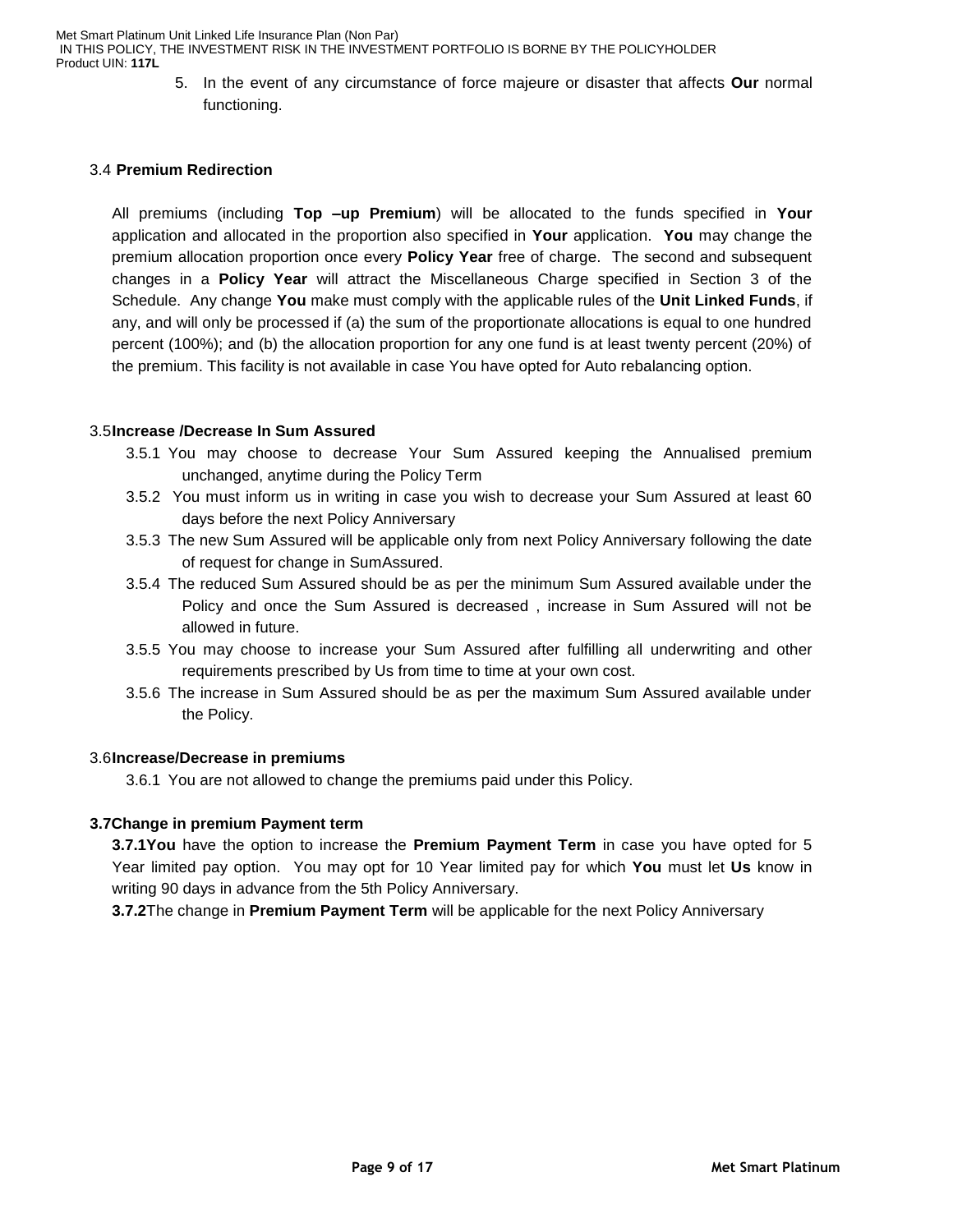5. In the event of any circumstance of force majeure or disaster that affects **Our** normal functioning.

### 3.4 **Premium Redirection**

All premiums (including **Top –up Premium**) will be allocated to the funds specified in **Your** application and allocated in the proportion also specified in **Your** application. **You** may change the premium allocation proportion once every **Policy Year** free of charge. The second and subsequent changes in a **Policy Year** will attract the Miscellaneous Charge specified in Section 3 of the Schedule. Any change **You** make must comply with the applicable rules of the **Unit Linked Funds**, if any, and will only be processed if (a) the sum of the proportionate allocations is equal to one hundred percent (100%); and (b) the allocation proportion for any one fund is at least twenty percent (20%) of the premium. This facility is not available in case You have opted for Auto rebalancing option.

### 3.5 **Increase /Decrease In Sum Assured**

3.5.1 You may choose to decrease Your Sum Assured keeping the Annualised premium unchanged, anytime during the Policy Term

3.5.2 You must inform us in writing in case you wish to decrease your Sum Assured at least 60 days before the next Policy Anniversary

3.5.3 The new Sum Assured will be applicable only from next Policy Anniversary following the date of request for change in SumAssured.

3.5.4 The reduced Sum Assured should be as per the minimum Sum Assured available under the Policy and once the Sum Assured is decreased , increase in Sum Assured will not be allowed in future.

3.5.5 You may choose to increase your Sum Assured after fulfilling all underwriting and other requirements prescribed by Us from time to time at your own cost.

3.5.6 The increase in Sum Assured should be as per the maximum Sum Assured available under the Policy.

### 3.6 **Increase/Decrease in premiums**

3.6.1 You are not allowed to change the premiums paid under this Policy.

### **3.7 Change in premium Payment term**

**3.7.1 You** have the option to increase the **Premium Payment Term** in case you have opted for 5 Year limited pay option. You may opt for 10 Year limited pay for which **You** must let **Us** know in writing 90 days in advance from the 5th Policy Anniversary.

**3.7.2** The change in **Premium Payment Term** will be applicable for the next Policy Anniversary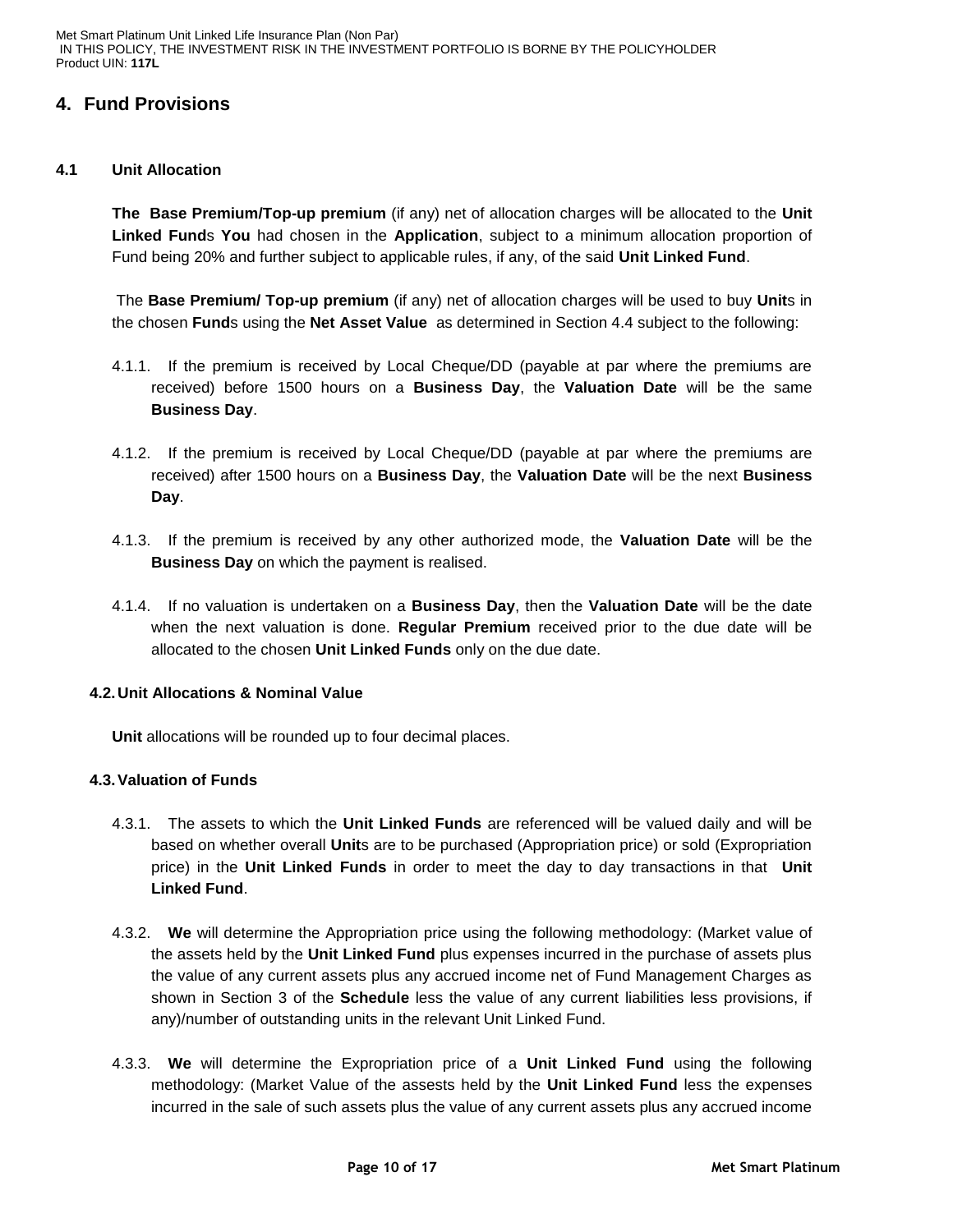## 4. Fund Provisions

### 4.1 Unit Allocation

**The Base Premium/Top-up premium** (if any) net of allocation charges will be allocated to the **Unit Linked Fund**s **You** had chosen in the **Application**, subject to a minimum allocation proportion of Fund being 20% and further subject to applicable rules, if any, of the said **Unit Linked Fund**.

The **Base Premium/ Top-up premium** (if any) net of allocation charges will be used to buy **Unit**s in the chosen **Fund**s using the **Net Asset Value** as determined in Section 4.4 subject to the following:

4.1.1. If the premium is received by Local Cheque/DD (payable at par where the premiums are received) before 1500 hours on a **Business Day**, the **Valuation Date** will be the same **Business Day**.

4.1.2. If the premium is received by Local Cheque/DD (payable at par where the premiums are received) after 1500 hours on a **Business Day**, the **Valuation Date** will be the next **Business Day**.

4.1.3. If the premium is received by any other authorized mode, the **Valuation Date** will be the **Business Day** on which the payment is realised.

4.1.4. If no valuation is undertaken on a **Business Day**, then the **Valuation Date** will be the date when the next valuation is done. **Regular Premium** received prior to the due date will be allocated to the chosen **Unit Linked Funds** only on the due date.

### 4.2. Unit Allocations & Nominal Value

**Unit** allocations will be rounded up to four decimal places.

### 4.3. Valuation of Funds

4.3.1. The assets to which the **Unit Linked Funds** are referenced will be valued daily and will be based on whether overall **Unit**s are to be purchased (Appropriation price) or sold (Expropriation price) in the **Unit Linked Funds** in order to meet the day to day transactions in that **Unit Linked Fund**.

4.3.2. **We** will determine the Appropriation price using the following methodology: (Market value of the assets held by the **Unit Linked Fund** plus expenses incurred in the purchase of assets plus the value of any current assets plus any accrued income net of Fund Management Charges as shown in Section 3 of the **Schedule** less the value of any current liabilities less provisions, if any)/number of outstanding units in the relevant Unit Linked Fund.

4.3.3. **We** will determine the Expropriation price of a **Unit Linked Fund** using the following methodology: (Market Value of the assests held by the **Unit Linked Fund** less the expenses incurred in the sale of such assets plus the value of any current assets plus any accrued income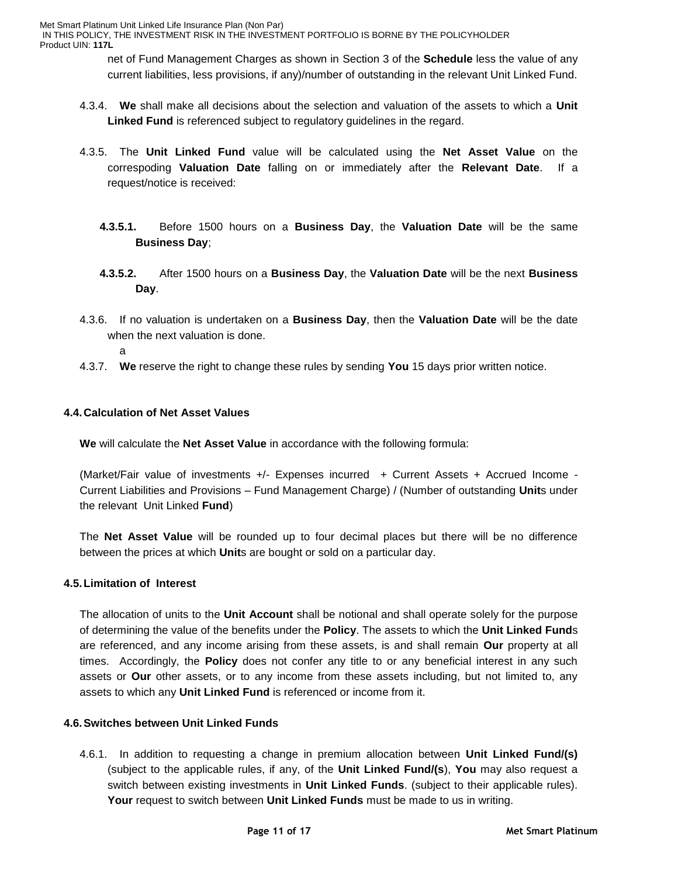net of Fund Management Charges as shown in Section 3 of the **Schedule** less the value of any current liabilities, less provisions, if any)/number of outstanding in the relevant Unit Linked Fund.

4.3.4. **We** shall make all decisions about the selection and valuation of the assets to which a **Unit Linked Fund** is referenced subject to regulatory guidelines in the regard.

4.3.5. The **Unit Linked Fund** value will be calculated using the **Net Asset Value** on the correspoding **Valuation Date** falling on or immediately after the **Relevant Date**. If a request/notice is received:

**4.3.5.1.** Before 1500 hours on a **Business Day**, the **Valuation Date** will be the same **Business Day**;

**4.3.5.2.** After 1500 hours on a **Business Day**, the **Valuation Date** will be the next **Business Day**.

4.3.6. If no valuation is undertaken on a **Business Day**, then the **Valuation Date** will be the date when the next valuation is done.

a

4.3.7. **We** reserve the right to change these rules by sending **You** 15 days prior written notice.

## 4.4. Calculation of Net Asset Values

**We** will calculate the **Net Asset Value** in accordance with the following formula:

(Market/Fair value of investments +/- Expenses incurred + Current Assets + Accrued Income - Current Liabilities and Provisions – Fund Management Charge) / (Number of outstanding **Unit**s under the relevant Unit Linked **Fund**)

The **Net Asset Value** will be rounded up to four decimal places but there will be no difference between the prices at which **Unit**s are bought or sold on a particular day.

## 4.5. Limitation of Interest

The allocation of units to the **Unit Account** shall be notional and shall operate solely for the purpose of determining the value of the benefits under the **Policy**. The assets to which the **Unit Linked Fund**s are referenced, and any income arising from these assets, is and shall remain **Our** property at all times. Accordingly, the **Policy** does not confer any title to or any beneficial interest in any such assets or **Our** other assets, or to any income from these assets including, but not limited to, any assets to which any **Unit Linked Fund** is referenced or income from it.

## 4.6. Switches between Unit Linked Funds

4.6.1. In addition to requesting a change in premium allocation between **Unit Linked Fund/(s)** (subject to the applicable rules, if any, of the **Unit Linked Fund/(s**), **You** may also request a switch between existing investments in **Unit Linked Funds**. (subject to their applicable rules). **Your** request to switch between **Unit Linked Funds** must be made to us in writing.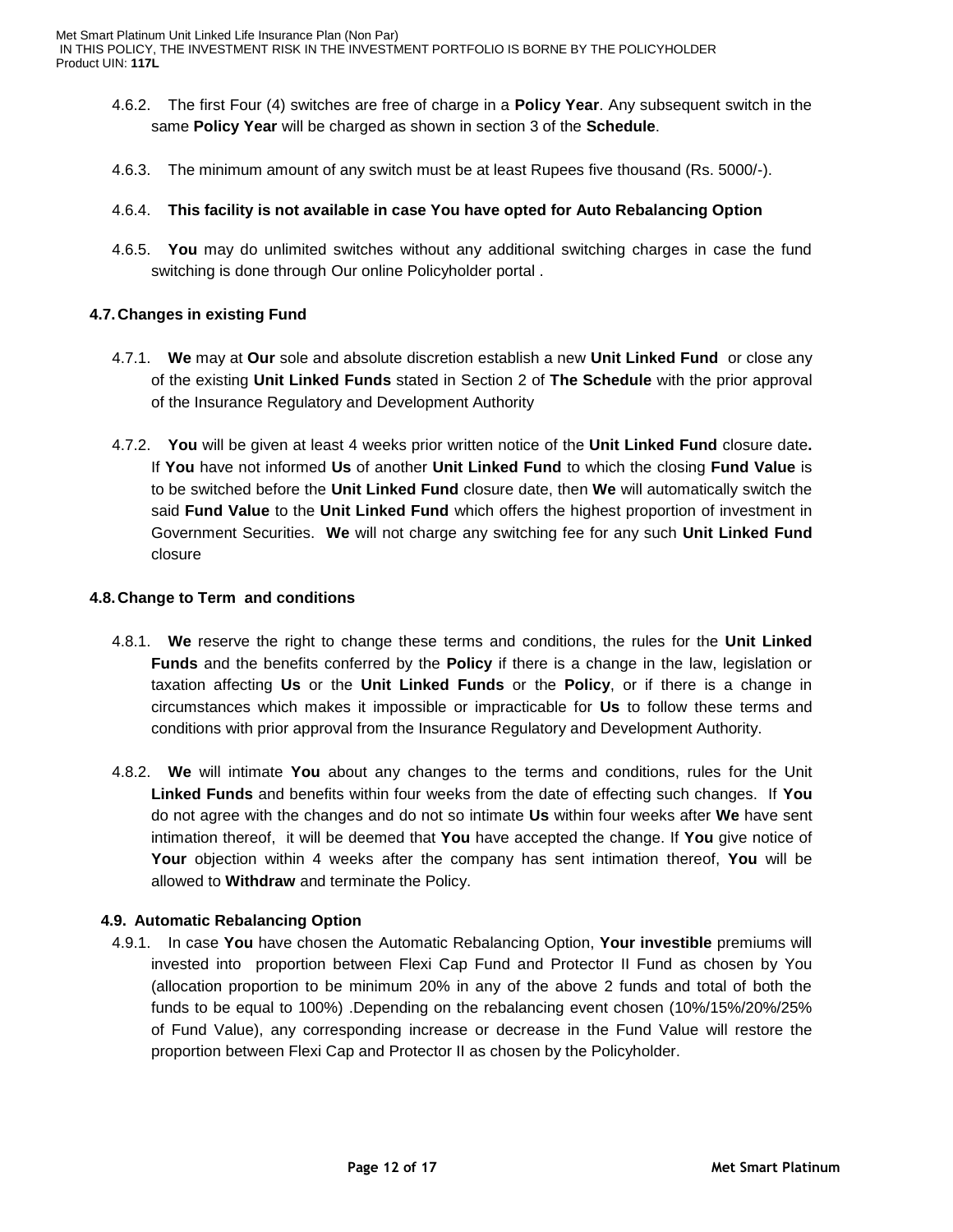4.6.2. The first Four (4) switches are free of charge in a **Policy Year**. Any subsequent switch in the same **Policy Year** will be charged as shown in section 3 of the **Schedule**.

4.6.3. The minimum amount of any switch must be at least Rupees five thousand (Rs. 5000/-).

4.6.4. **This facility is not available in case You have opted for Auto Rebalancing Option**

4.6.5. **You** may do unlimited switches without any additional switching charges in case the fund switching is done through Our online Policyholder portal .

### 4.7. Changes in existing Fund

4.7.1. **We** may at **Our** sole and absolute discretion establish a new **Unit Linked Fund** or close any of the existing **Unit Linked Funds** stated in Section 2 of **The Schedule** with the prior approval of the Insurance Regulatory and Development Authority

4.7.2. **You** will be given at least 4 weeks prior written notice of the **Unit Linked Fund** closure date**.** If **You** have not informed **Us** of another **Unit Linked Fund** to which the closing **Fund Value** is to be switched before the **Unit Linked Fund** closure date, then **We** will automatically switch the said **Fund Value** to the **Unit Linked Fund** which offers the highest proportion of investment in Government Securities. **We** will not charge any switching fee for any such **Unit Linked Fund** closure

### 4.8. Change to Term and conditions

4.8.1. **We** reserve the right to change these terms and conditions, the rules for the **Unit Linked Funds** and the benefits conferred by the **Policy** if there is a change in the law, legislation or taxation affecting **Us** or the **Unit Linked Funds** or the **Policy**, or if there is a change in circumstances which makes it impossible or impracticable for **Us** to follow these terms and conditions with prior approval from the Insurance Regulatory and Development Authority.

4.8.2. **We** will intimate **You** about any changes to the terms and conditions, rules for the Unit **Linked Funds** and benefits within four weeks from the date of effecting such changes. If **You** do not agree with the changes and do not so intimate **Us** within four weeks after **We** have sent intimation thereof, it will be deemed that **You** have accepted the change. If **You** give notice of **Your** objection within 4 weeks after the company has sent intimation thereof, **You** will be allowed to **Withdraw** and terminate the Policy.

### 4.9. Automatic Rebalancing Option

4.9.1. In case **You** have chosen the Automatic Rebalancing Option, **Your investible** premiums will invested into proportion between Flexi Cap Fund and Protector II Fund as chosen by You (allocation proportion to be minimum 20% in any of the above 2 funds and total of both the funds to be equal to 100%) .Depending on the rebalancing event chosen (10%/15%/20%/25% of Fund Value), any corresponding increase or decrease in the Fund Value will restore the proportion between Flexi Cap and Protector II as chosen by the Policyholder.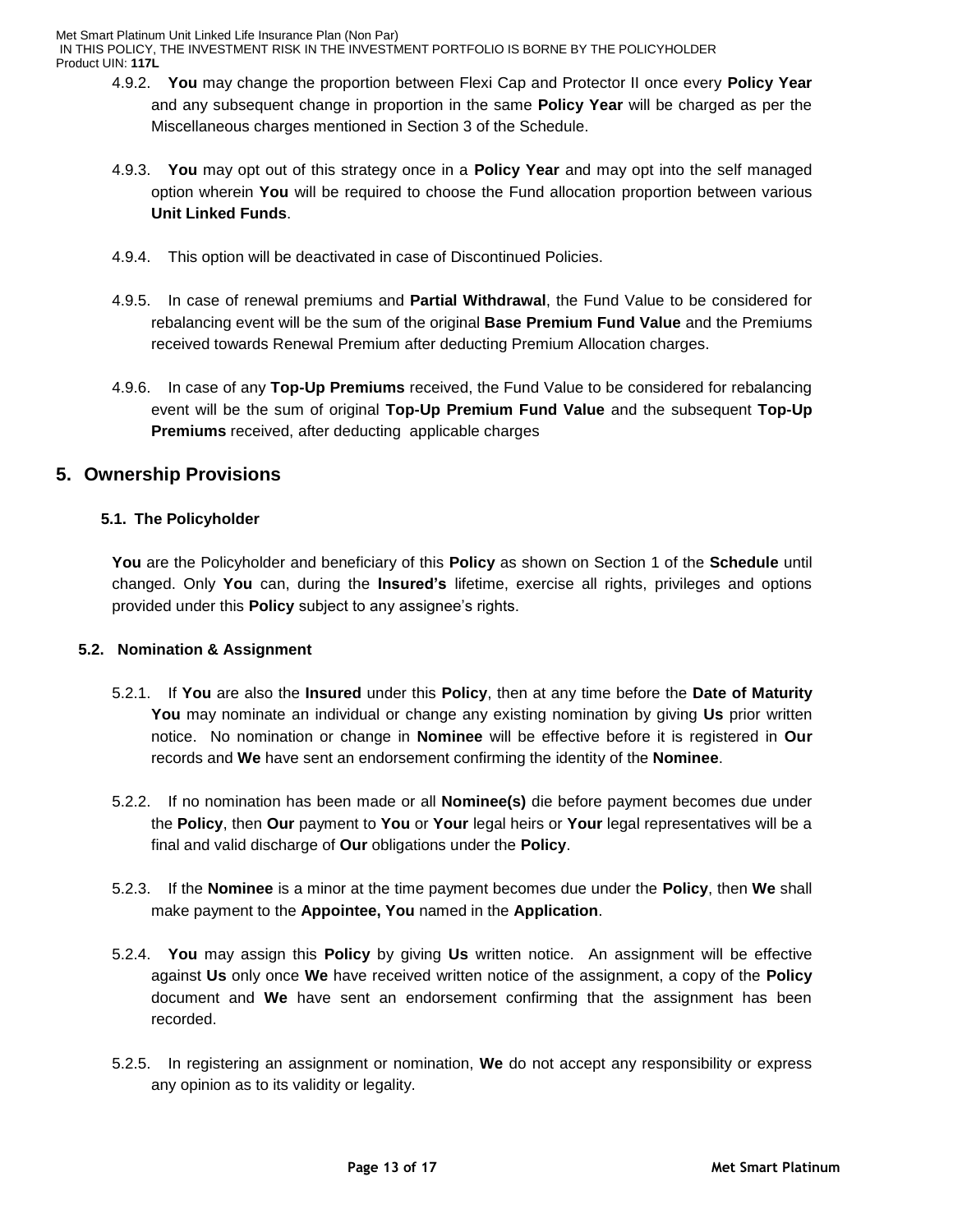4.9.2. **You** may change the proportion between Flexi Cap and Protector II once every **Policy Year** and any subsequent change in proportion in the same **Policy Year** will be charged as per the Miscellaneous charges mentioned in Section 3 of the Schedule.

4.9.3. **You** may opt out of this strategy once in a **Policy Year** and may opt into the self managed option wherein **You** will be required to choose the Fund allocation proportion between various **Unit Linked Funds**.

4.9.4. This option will be deactivated in case of Discontinued Policies.

4.9.5. In case of renewal premiums and **Partial Withdrawal**, the Fund Value to be considered for rebalancing event will be the sum of the original **Base Premium Fund Value** and the Premiums received towards Renewal Premium after deducting Premium Allocation charges.

4.9.6. In case of any **Top-Up Premiums** received, the Fund Value to be considered for rebalancing event will be the sum of original **Top-Up Premium Fund Value** and the subsequent **Top-Up Premiums** received, after deducting applicable charges

## 5. Ownership Provisions

### 5.1. The Policyholder

**You** are the Policyholder and beneficiary of this **Policy** as shown on Section 1 of the **Schedule** until changed. Only **You** can, during the **Insured's** lifetime, exercise all rights, privileges and options provided under this **Policy** subject to any assignee's rights.

### 5.2. Nomination & Assignment

5.2.1. If **You** are also the **Insured** under this **Policy**, then at any time before the **Date of Maturity** **You** may nominate an individual or change any existing nomination by giving **Us** prior written notice. No nomination or change in **Nominee** will be effective before it is registered in **Our** records and **We** have sent an endorsement confirming the identity of the **Nominee**.

5.2.2. If no nomination has been made or all **Nominee(s)** die before payment becomes due under the **Policy**, then **Our** payment to **You** or **Your** legal heirs or **Your** legal representatives will be a final and valid discharge of **Our** obligations under the **Policy**.

5.2.3. If the **Nominee** is a minor at the time payment becomes due under the **Policy**, then **We** shall make payment to the **Appointee, You** named in the **Application**.

5.2.4. **You** may assign this **Policy** by giving **Us** written notice. An assignment will be effective against **Us** only once **We** have received written notice of the assignment, a copy of the **Policy** document and **We** have sent an endorsement confirming that the assignment has been recorded.

5.2.5. In registering an assignment or nomination, **We** do not accept any responsibility or express any opinion as to its validity or legality.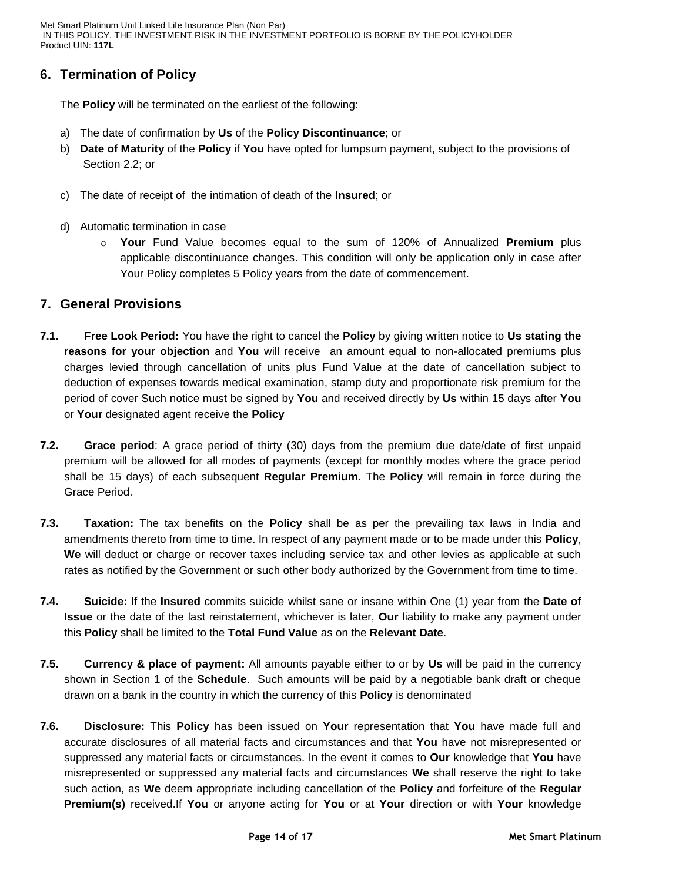## 6. Termination of Policy

The **Policy** will be terminated on the earliest of the following:

a) The date of confirmation by **Us** of the **Policy Discontinuance**; or

b) **Date of Maturity** of the **Policy** if **You** have opted for lumpsum payment, subject to the provisions of Section 2.2; or

c) The date of receipt of the intimation of death of the **Insured**; or

d) Automatic termination in case
   - **Your** Fund Value becomes equal to the sum of 120% of Annualized **Premium** plus applicable discontinuance changes. This condition will only be application only in case after Your Policy completes 5 Policy years from the date of commencement.

## 7. General Provisions

**7.1. Free Look Period:** You have the right to cancel the **Policy** by giving written notice to **Us stating the reasons for your objection** and **You** will receive an amount equal to non-allocated premiums plus charges levied through cancellation of units plus Fund Value at the date of cancellation subject to deduction of expenses towards medical examination, stamp duty and proportionate risk premium for the period of cover Such notice must be signed by **You** and received directly by **Us** within 15 days after **You** or **Your** designated agent receive the **Policy**

**7.2. Grace period**: A grace period of thirty (30) days from the premium due date/date of first unpaid premium will be allowed for all modes of payments (except for monthly modes where the grace period shall be 15 days) of each subsequent **Regular Premium**. The **Policy** will remain in force during the Grace Period.

**7.3. Taxation:** The tax benefits on the **Policy** shall be as per the prevailing tax laws in India and amendments thereto from time to time. In respect of any payment made or to be made under this **Policy**, **We** will deduct or charge or recover taxes including service tax and other levies as applicable at such rates as notified by the Government or such other body authorized by the Government from time to time.

**7.4. Suicide:** If the **Insured** commits suicide whilst sane or insane within One (1) year from the **Date of Issue** or the date of the last reinstatement, whichever is later, **Our** liability to make any payment under this **Policy** shall be limited to the **Total Fund Value** as on the **Relevant Date**.

**7.5. Currency & place of payment:** All amounts payable either to or by **Us** will be paid in the currency shown in Section 1 of the **Schedule**. Such amounts will be paid by a negotiable bank draft or cheque drawn on a bank in the country in which the currency of this **Policy** is denominated

**7.6. Disclosure:** This **Policy** has been issued on **Your** representation that **You** have made full and accurate disclosures of all material facts and circumstances and that **You** have not misrepresented or suppressed any material facts or circumstances. In the event it comes to **Our** knowledge that **You** have misrepresented or suppressed any material facts and circumstances **We** shall reserve the right to take such action, as **We** deem appropriate including cancellation of the **Policy** and forfeiture of the **Regular Premium(s)** received.If **You** or anyone acting for **You** or at **Your** direction or with **Your** knowledge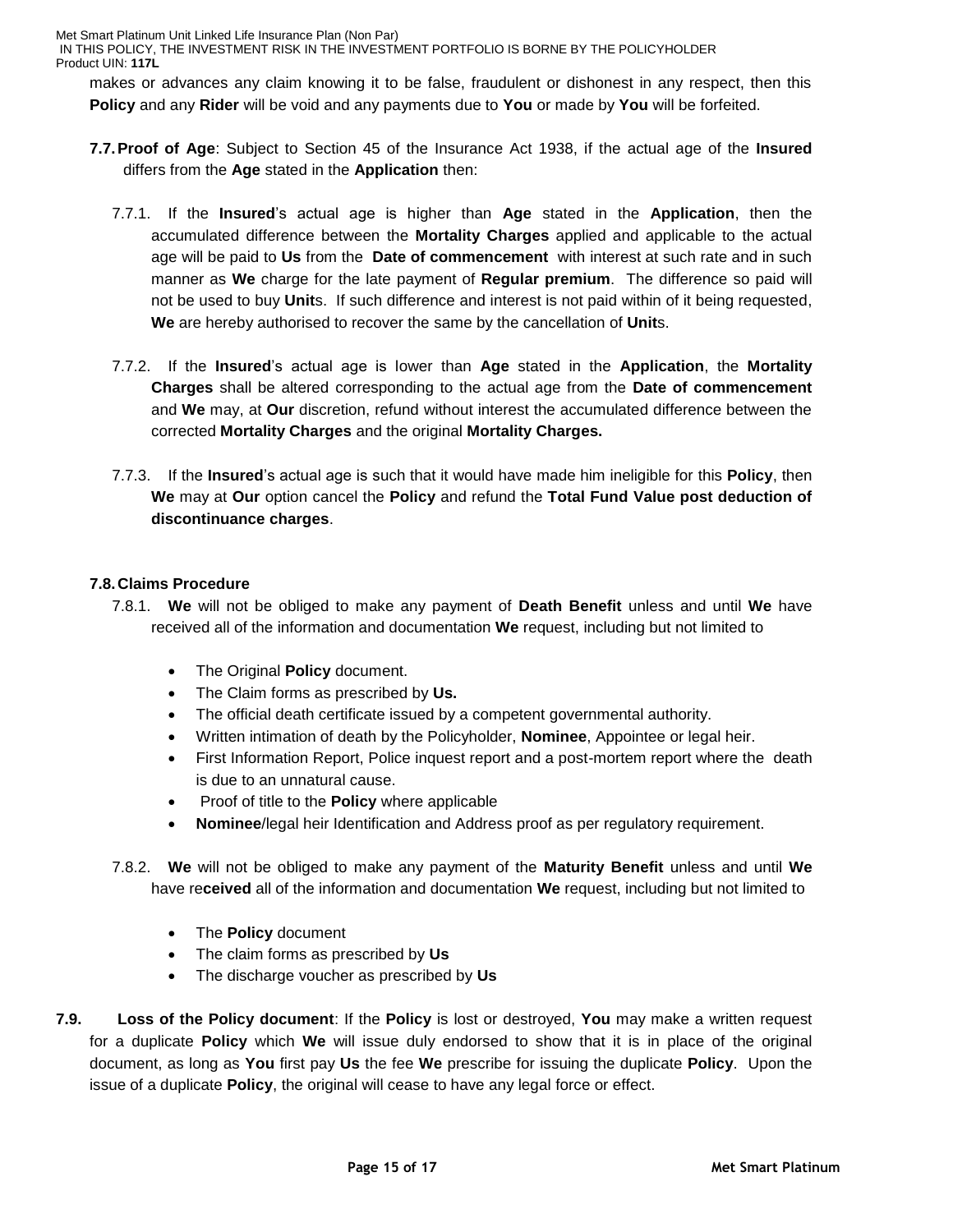makes or advances any claim knowing it to be false, fraudulent or dishonest in any respect, then this **Policy** and any **Rider** will be void and any payments due to **You** or made by **You** will be forfeited.

**7.7. Proof of Age**: Subject to Section 45 of the Insurance Act 1938, if the actual age of the **Insured** differs from the **Age** stated in the **Application** then:

7.7.1. If the **Insured**'s actual age is higher than **Age** stated in the **Application**, then the accumulated difference between the **Mortality Charges** applied and applicable to the actual age will be paid to **Us** from the **Date of commencement** with interest at such rate and in such manner as **We** charge for the late payment of **Regular premium**. The difference so paid will not be used to buy **Unit**s. If such difference and interest is not paid within of it being requested, **We** are hereby authorised to recover the same by the cancellation of **Unit**s.

7.7.2. If the **Insured**'s actual age is lower than **Age** stated in the **Application**, the **Mortality Charges** shall be altered corresponding to the actual age from the **Date of commencement** and **We** may, at **Our** discretion, refund without interest the accumulated difference between the corrected **Mortality Charges** and the original **Mortality Charges.**

7.7.3. If the **Insured**'s actual age is such that it would have made him ineligible for this **Policy**, then **We** may at **Our** option cancel the **Policy** and refund the **Total Fund Value post deduction of discontinuance charges**.

**7.8. Claims Procedure**

7.8.1. **We** will not be obliged to make any payment of **Death Benefit** unless and until **We** have received all of the information and documentation **We** request, including but not limited to

- The Original **Policy** document.
- The Claim forms as prescribed by **Us.**
- The official death certificate issued by a competent governmental authority.
- Written intimation of death by the Policyholder, **Nominee**, Appointee or legal heir.
- First Information Report, Police inquest report and a post-mortem report where the death is due to an unnatural cause.
- Proof of title to the **Policy** where applicable
- **Nominee**/legal heir Identification and Address proof as per regulatory requirement.

7.8.2. **We** will not be obliged to make any payment of the **Maturity Benefit** unless and until **We** have re**ceived** all of the information and documentation **We** request, including but not limited to

- The **Policy** document
- The claim forms as prescribed by **Us**
- The discharge voucher as prescribed by **Us**

**7.9. Loss of the Policy document**: If the **Policy** is lost or destroyed, **You** may make a written request for a duplicate **Policy** which **We** will issue duly endorsed to show that it is in place of the original document, as long as **You** first pay **Us** the fee **We** prescribe for issuing the duplicate **Policy**. Upon the issue of a duplicate **Policy**, the original will cease to have any legal force or effect.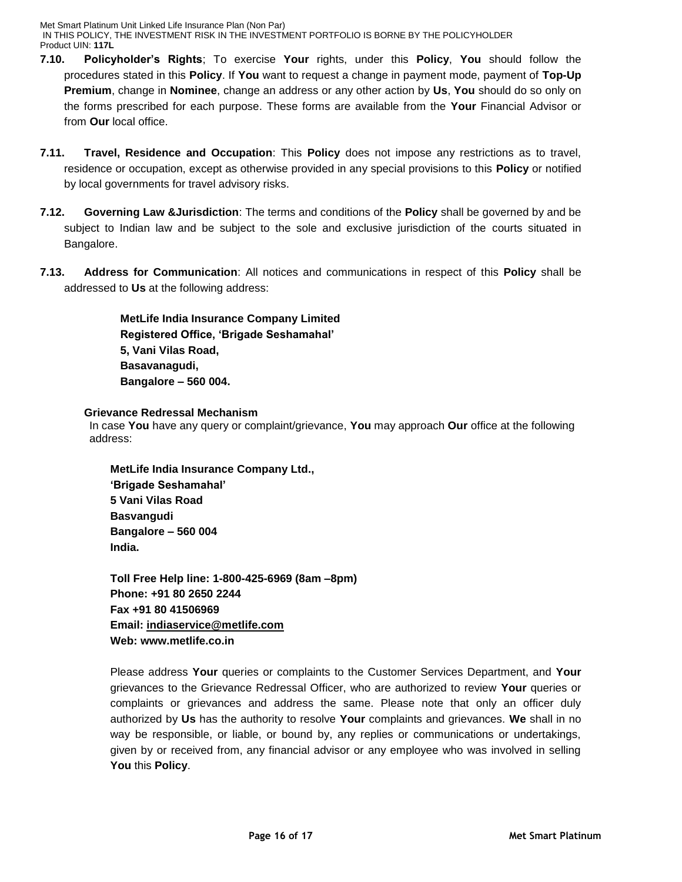**7.10. Policyholder's Rights**; To exercise **Your** rights, under this **Policy**, **You** should follow the procedures stated in this **Policy**. If **You** want to request a change in payment mode, payment of **Top-Up Premium**, change in **Nominee**, change an address or any other action by **Us**, **You** should do so only on the forms prescribed for each purpose. These forms are available from the **Your** Financial Advisor or from **Our** local office.

**7.11. Travel, Residence and Occupation**: This **Policy** does not impose any restrictions as to travel, residence or occupation, except as otherwise provided in any special provisions to this **Policy** or notified by local governments for travel advisory risks.

**7.12. Governing Law &Jurisdiction**: The terms and conditions of the **Policy** shall be governed by and be subject to Indian law and be subject to the sole and exclusive jurisdiction of the courts situated in Bangalore.

**7.13. Address for Communication**: All notices and communications in respect of this **Policy** shall be addressed to **Us** at the following address:

**MetLife India Insurance Company Limited**
**Registered Office, 'Brigade Seshamahal'**
**5, Vani Vilas Road,**
**Basavanagudi,**
**Bangalore – 560 004.**

**Grievance Redressal Mechanism**

In case **You** have any query or complaint/grievance, **You** may approach **Our** office at the following address:

**MetLife India Insurance Company Ltd.,**
**'Brigade Seshamahal'**
**5 Vani Vilas Road**
**Basvangudi**
**Bangalore – 560 004**
**India.**

**Toll Free Help line: 1-800-425-6969 (8am –8pm)**
**Phone: +91 80 2650 2244**
**Fax +91 80 41506969**
**Email: indiaservice@metlife.com**
**Web: www.metlife.co.in**

Please address **Your** queries or complaints to the Customer Services Department, and **Your** grievances to the Grievance Redressal Officer, who are authorized to review **Your** queries or complaints or grievances and address the same. Please note that only an officer duly authorized by **Us** has the authority to resolve **Your** complaints and grievances. **We** shall in no way be responsible, or liable, or bound by, any replies or communications or undertakings, given by or received from, any financial advisor or any employee who was involved in selling **You** this **Policy**.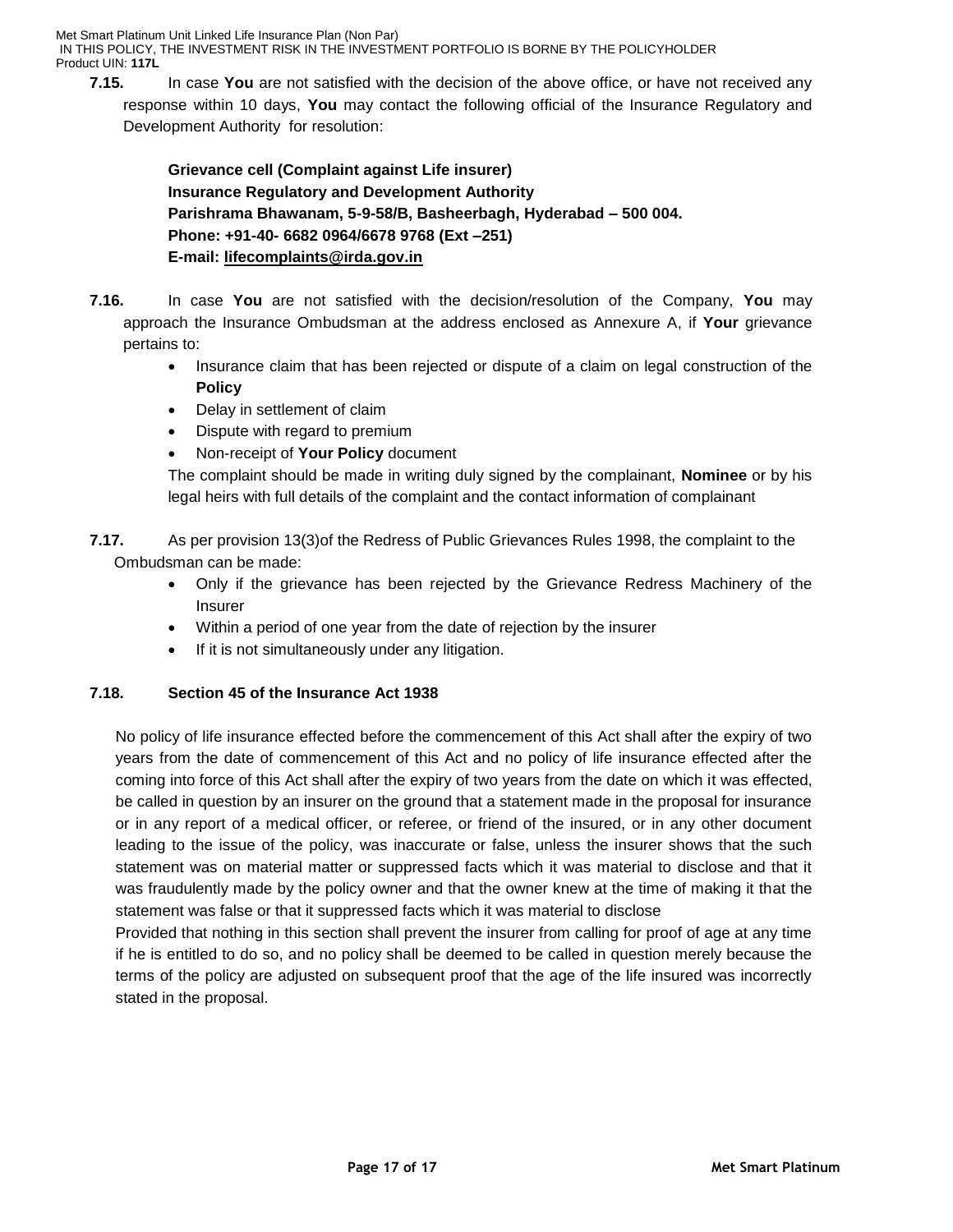**7.15.** In case **You** are not satisfied with the decision of the above office, or have not received any response within 10 days, **You** may contact the following official of the Insurance Regulatory and Development Authority for resolution:

**Grievance cell (Complaint against Life insurer)**
**Insurance Regulatory and Development Authority**
**Parishrama Bhawanam, 5-9-58/B, Basheerbagh, Hyderabad – 500 004.**
**Phone: +91-40- 6682 0964/6678 9768 (Ext –251)**
**E-mail: lifecomplaints@irda.gov.in**

**7.16.** In case **You** are not satisfied with the decision/resolution of the Company, **You** may approach the Insurance Ombudsman at the address enclosed as Annexure A, if **Your** grievance pertains to:

- Insurance claim that has been rejected or dispute of a claim on legal construction of the **Policy**
- Delay in settlement of claim
- Dispute with regard to premium
- Non-receipt of **Your Policy** document

The complaint should be made in writing duly signed by the complainant, **Nominee** or by his legal heirs with full details of the complaint and the contact information of complainant

**7.17.** As per provision 13(3)of the Redress of Public Grievances Rules 1998, the complaint to the Ombudsman can be made:

- Only if the grievance has been rejected by the Grievance Redress Machinery of the Insurer
- Within a period of one year from the date of rejection by the insurer
- If it is not simultaneously under any litigation.

**7.18. Section 45 of the Insurance Act 1938**

No policy of life insurance effected before the commencement of this Act shall after the expiry of two years from the date of commencement of this Act and no policy of life insurance effected after the coming into force of this Act shall after the expiry of two years from the date on which it was effected, be called in question by an insurer on the ground that a statement made in the proposal for insurance or in any report of a medical officer, or referee, or friend of the insured, or in any other document leading to the issue of the policy, was inaccurate or false, unless the insurer shows that the such statement was on material matter or suppressed facts which it was material to disclose and that it was fraudulently made by the policy owner and that the owner knew at the time of making it that the statement was false or that it suppressed facts which it was material to disclose

Provided that nothing in this section shall prevent the insurer from calling for proof of age at any time if he is entitled to do so, and no policy shall be deemed to be called in question merely because the terms of the policy are adjusted on subsequent proof that the age of the life insured was incorrectly stated in the proposal.